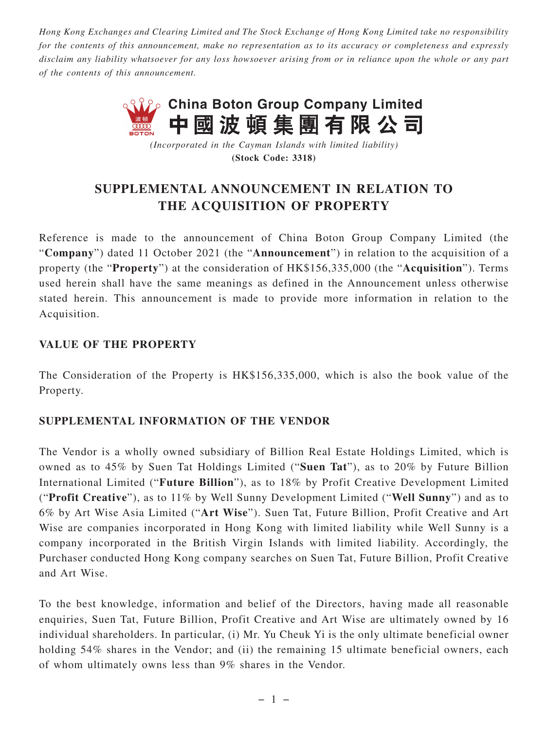*Hong Kong Exchanges and Clearing Limited and The Stock Exchange of Hong Kong Limited take no responsibility for the contents of this announcement, make no representation as to its accuracy or completeness and expressly disclaim any liability whatsoever for any loss howsoever arising from or in reliance upon the whole or any part of the contents of this announcement.*

**China Boton Group Company Limited**
**中國波頓集團有限公司**

*(Incorporated in the Cayman Islands with limited liability)*
**(Stock Code: 3318)**

# SUPPLEMENTAL ANNOUNCEMENT IN RELATION TO THE ACQUISITION OF PROPERTY

Reference is made to the announcement of China Boton Group Company Limited (the "**Company**") dated 11 October 2021 (the "**Announcement**") in relation to the acquisition of a property (the "**Property**") at the consideration of HK$156,335,000 (the "**Acquisition**"). Terms used herein shall have the same meanings as defined in the Announcement unless otherwise stated herein. This announcement is made to provide more information in relation to the Acquisition.

## VALUE OF THE PROPERTY

The Consideration of the Property is HK$156,335,000, which is also the book value of the Property.

## SUPPLEMENTAL INFORMATION OF THE VENDOR

The Vendor is a wholly owned subsidiary of Billion Real Estate Holdings Limited, which is owned as to 45% by Suen Tat Holdings Limited ("**Suen Tat**"), as to 20% by Future Billion International Limited ("**Future Billion**"), as to 18% by Profit Creative Development Limited ("**Profit Creative**"), as to 11% by Well Sunny Development Limited ("**Well Sunny**") and as to 6% by Art Wise Asia Limited ("**Art Wise**"). Suen Tat, Future Billion, Profit Creative and Art Wise are companies incorporated in Hong Kong with limited liability while Well Sunny is a company incorporated in the British Virgin Islands with limited liability. Accordingly, the Purchaser conducted Hong Kong company searches on Suen Tat, Future Billion, Profit Creative and Art Wise.

To the best knowledge, information and belief of the Directors, having made all reasonable enquiries, Suen Tat, Future Billion, Profit Creative and Art Wise are ultimately owned by 16 individual shareholders. In particular, (i) Mr. Yu Cheuk Yi is the only ultimate beneficial owner holding 54% shares in the Vendor; and (ii) the remaining 15 ultimate beneficial owners, each of whom ultimately owns less than 9% shares in the Vendor.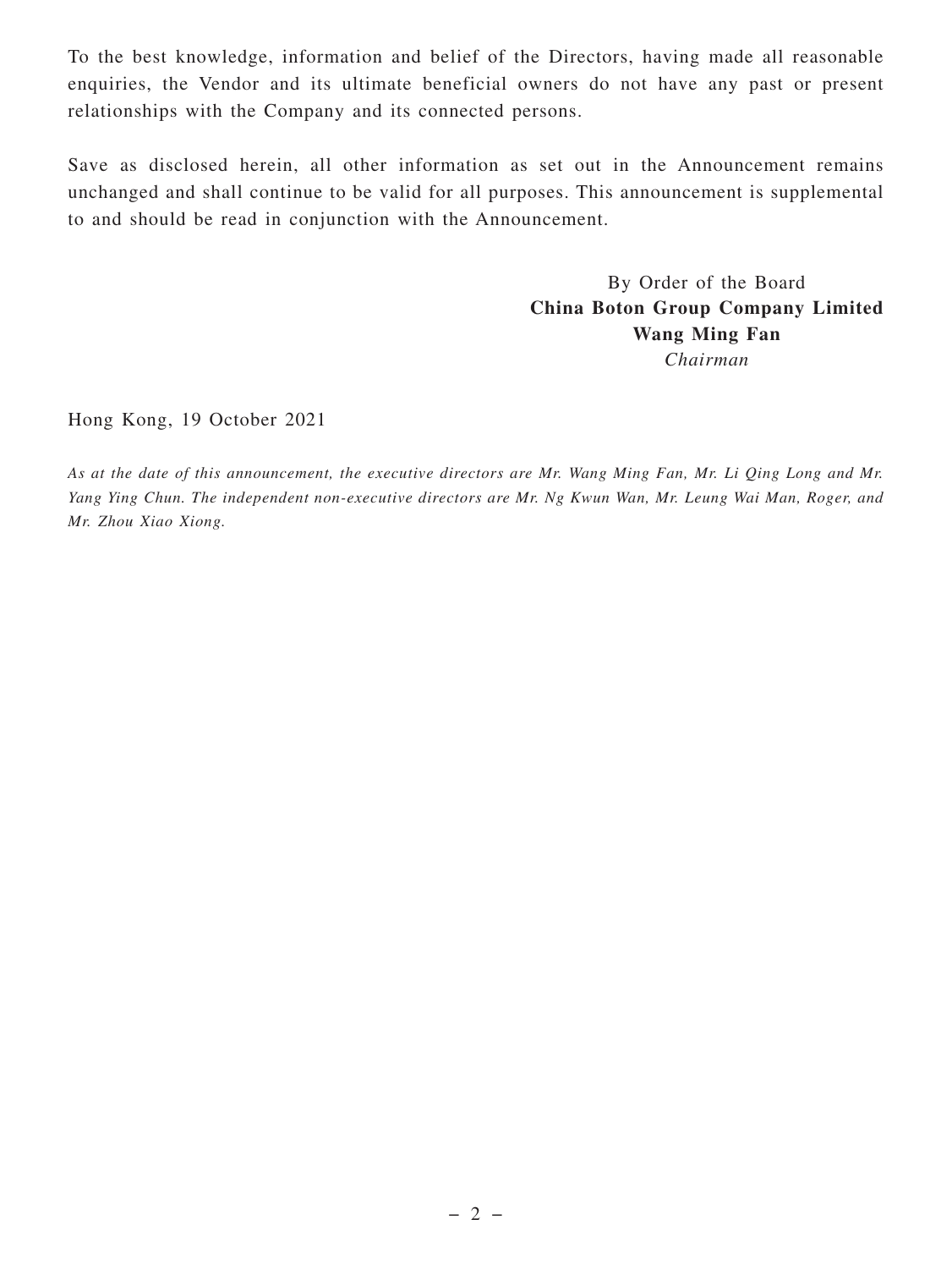To the best knowledge, information and belief of the Directors, having made all reasonable enquiries, the Vendor and its ultimate beneficial owners do not have any past or present relationships with the Company and its connected persons.

Save as disclosed herein, all other information as set out in the Announcement remains unchanged and shall continue to be valid for all purposes. This announcement is supplemental to and should be read in conjunction with the Announcement.

By Order of the Board
**China Boton Group Company Limited**
**Wang Ming Fan**
*Chairman*

Hong Kong, 19 October 2021

*As at the date of this announcement, the executive directors are Mr. Wang Ming Fan, Mr. Li Qing Long and Mr. Yang Ying Chun. The independent non-executive directors are Mr. Ng Kwun Wan, Mr. Leung Wai Man, Roger, and Mr. Zhou Xiao Xiong.*